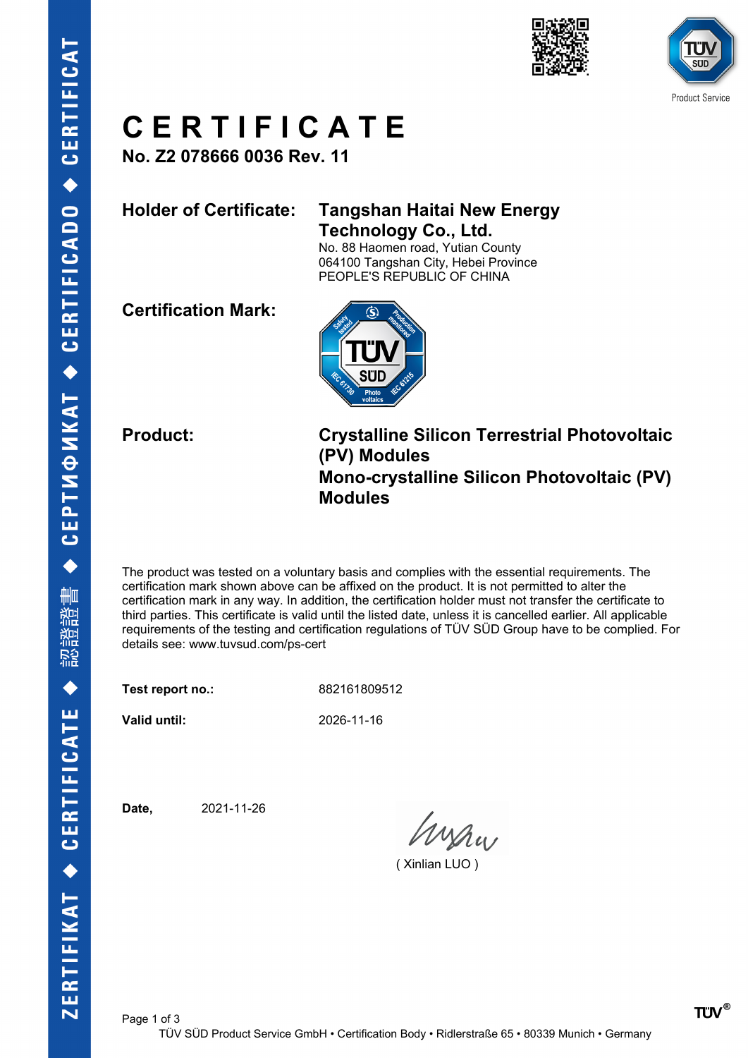# CERTIFICATE

**No. Z2 078666 0036 Rev. 11**

**Holder of Certificate:** **Tangshan Haitai New Energy Technology Co., Ltd.**
No. 88 Haomen road, Yutian County
064100 Tangshan City, Hebei Province
PEOPLE'S REPUBLIC OF CHINA

**Certification Mark:**

**Product:** **Crystalline Silicon Terrestrial Photovoltaic (PV) Modules**
**Mono-crystalline Silicon Photovoltaic (PV) Modules**

The product was tested on a voluntary basis and complies with the essential requirements. The certification mark shown above can be affixed on the product. It is not permitted to alter the certification mark in any way. In addition, the certification holder must not transfer the certificate to third parties. This certificate is valid until the listed date, unless it is cancelled earlier. All applicable requirements of the testing and certification regulations of TÜV SÜD Group have to be complied. For details see: www.tuvsud.com/ps-cert

**Test report no.:** 882161809512

**Valid until:** 2026-11-16

**Date,** 2021-11-26

( Xinlian LUO )

TÜV SÜD Product Service GmbH • Certification Body • Ridlerstraße 65 • 80339 Munich • Germany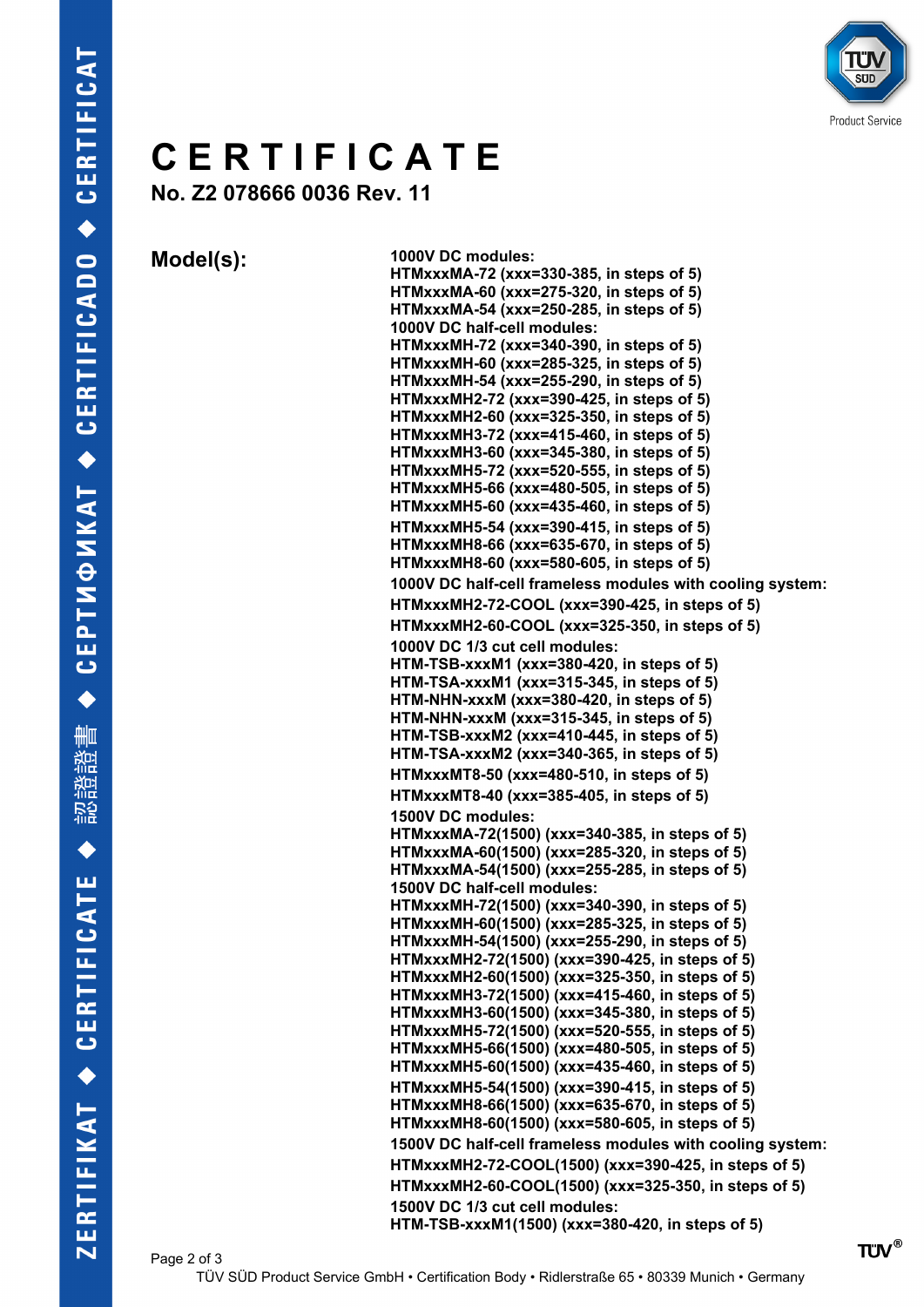# CERTIFICATE

**No. Z2 078666 0036 Rev. 11**

| **Model(s):** | **1000V DC modules:** |
|---|---|
| | **HTMxxxMA-72 (xxx=330-385, in steps of 5)** |
| | **HTMxxxMA-60 (xxx=275-320, in steps of 5)** |
| | **HTMxxxMA-54 (xxx=250-285, in steps of 5)** |
| | **1000V DC half-cell modules:** |
| | **HTMxxxMH-72 (xxx=340-390, in steps of 5)** |
| | **HTMxxxMH-60 (xxx=285-325, in steps of 5)** |
| | **HTMxxxMH-54 (xxx=255-290, in steps of 5)** |
| | **HTMxxxMH2-72 (xxx=390-425, in steps of 5)** |
| | **HTMxxxMH2-60 (xxx=325-350, in steps of 5)** |
| | **HTMxxxMH3-72 (xxx=415-460, in steps of 5)** |
| | **HTMxxxMH3-60 (xxx=345-380, in steps of 5)** |
| | **HTMxxxMH5-72 (xxx=520-555, in steps of 5)** |
| | **HTMxxxMH5-66 (xxx=480-505, in steps of 5)** |
| | **HTMxxxMH5-60 (xxx=435-460, in steps of 5)** |
| | **HTMxxxMH5-54 (xxx=390-415, in steps of 5)** |
| | **HTMxxxMH8-66 (xxx=635-670, in steps of 5)** |
| | **HTMxxxMH8-60 (xxx=580-605, in steps of 5)** |
| | **1000V DC half-cell frameless modules with cooling system:** |
| | **HTMxxxMH2-72-COOL (xxx=390-425, in steps of 5)** |
| | **HTMxxxMH2-60-COOL (xxx=325-350, in steps of 5)** |
| | **1000V DC 1/3 cut cell modules:** |
| | **HTM-TSB-xxxM1 (xxx=380-420, in steps of 5)** |
| | **HTM-TSA-xxxM1 (xxx=315-345, in steps of 5)** |
| | **HTM-NHN-xxxM (xxx=380-420, in steps of 5)** |
| | **HTM-NHN-xxxM (xxx=315-345, in steps of 5)** |
| | **HTM-TSB-xxxM2 (xxx=410-445, in steps of 5)** |
| | **HTM-TSA-xxxM2 (xxx=340-365, in steps of 5)** |
| | **HTMxxxMT8-50 (xxx=480-510, in steps of 5)** |
| | **HTMxxxMT8-40 (xxx=385-405, in steps of 5)** |
| | **1500V DC modules:** |
| | **HTMxxxMA-72(1500) (xxx=340-385, in steps of 5)** |
| | **HTMxxxMA-60(1500) (xxx=285-320, in steps of 5)** |
| | **HTMxxxMA-54(1500) (xxx=255-285, in steps of 5)** |
| | **1500V DC half-cell modules:** |
| | **HTMxxxMH-72(1500) (xxx=340-390, in steps of 5)** |
| | **HTMxxxMH-60(1500) (xxx=285-325, in steps of 5)** |
| | **HTMxxxMH-54(1500) (xxx=255-290, in steps of 5)** |
| | **HTMxxxMH2-72(1500) (xxx=390-425, in steps of 5)** |
| | **HTMxxxMH2-60(1500) (xxx=325-350, in steps of 5)** |
| | **HTMxxxMH3-72(1500) (xxx=415-460, in steps of 5)** |
| | **HTMxxxMH3-60(1500) (xxx=345-380, in steps of 5)** |
| | **HTMxxxMH5-72(1500) (xxx=520-555, in steps of 5)** |
| | **HTMxxxMH5-66(1500) (xxx=480-505, in steps of 5)** |
| | **HTMxxxMH5-60(1500) (xxx=435-460, in steps of 5)** |
| | **HTMxxxMH5-54(1500) (xxx=390-415, in steps of 5)** |
| | **HTMxxxMH8-66(1500) (xxx=635-670, in steps of 5)** |
| | **HTMxxxMH8-60(1500) (xxx=580-605, in steps of 5)** |
| | **1500V DC half-cell frameless modules with cooling system:** |
| | **HTMxxxMH2-72-COOL(1500) (xxx=390-425, in steps of 5)** |
| | **HTMxxxMH2-60-COOL(1500) (xxx=325-350, in steps of 5)** |
| | **1500V DC 1/3 cut cell modules:** |
| | **HTM-TSB-xxxM1(1500) (xxx=380-420, in steps of 5)** |

TÜV SÜD Product Service GmbH • Certification Body • Ridlerstraße 65 • 80339 Munich • Germany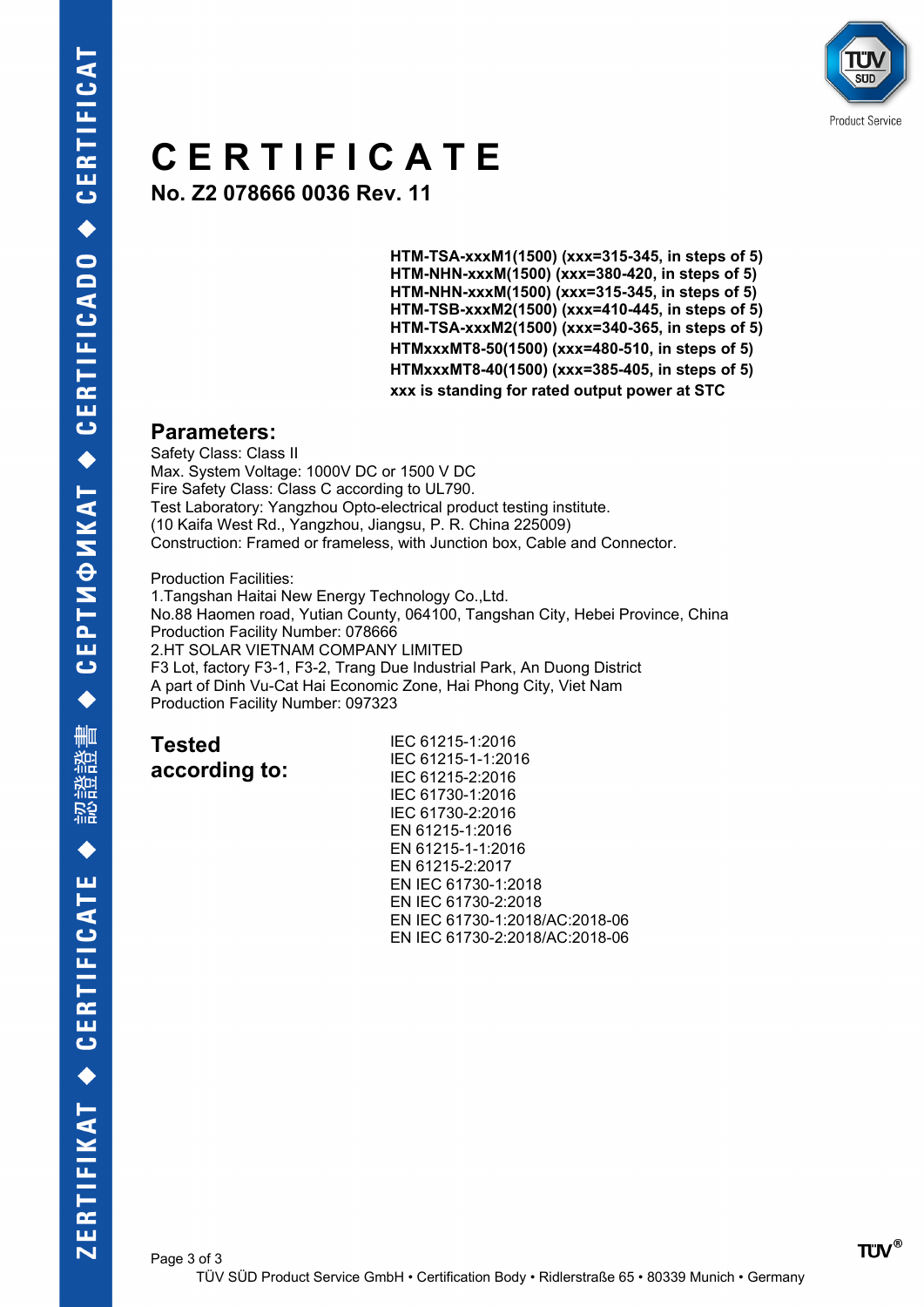# CERTIFICATE

**No. Z2 078666 0036 Rev. 11**

**HTM-TSA-xxxM1(1500) (xxx=315-345, in steps of 5)**
**HTM-NHN-xxxM(1500) (xxx=380-420, in steps of 5)**
**HTM-NHN-xxxM(1500) (xxx=315-345, in steps of 5)**
**HTM-TSB-xxxM2(1500) (xxx=410-445, in steps of 5)**
**HTM-TSA-xxxM2(1500) (xxx=340-365, in steps of 5)**
**HTMxxxMT8-50(1500) (xxx=480-510, in steps of 5)**
**HTMxxxMT8-40(1500) (xxx=385-405, in steps of 5)**
**xxx is standing for rated output power at STC**

## Parameters:

Safety Class: Class II
Max. System Voltage: 1000V DC or 1500 V DC
Fire Safety Class: Class C according to UL790.
Test Laboratory: Yangzhou Opto-electrical product testing institute.
(10 Kaifa West Rd., Yangzhou, Jiangsu, P. R. China 225009)
Construction: Framed or frameless, with Junction box, Cable and Connector.

Production Facilities:
1.Tangshan Haitai New Energy Technology Co.,Ltd.
No.88 Haomen road, Yutian County, 064100, Tangshan City, Hebei Province, China
Production Facility Number: 078666
2.HT SOLAR VIETNAM COMPANY LIMITED
F3 Lot, factory F3-1, F3-2, Trang Due Industrial Park, An Duong District
A part of Dinh Vu-Cat Hai Economic Zone, Hai Phong City, Viet Nam
Production Facility Number: 097323

## Tested according to:

IEC 61215-1:2016
IEC 61215-1-1:2016
IEC 61215-2:2016
IEC 61730-1:2016
IEC 61730-2:2016
EN 61215-1:2016
EN 61215-1-1:2016
EN 61215-2:2017
EN IEC 61730-1:2018
EN IEC 61730-2:2018
EN IEC 61730-1:2018/AC:2018-06
EN IEC 61730-2:2018/AC:2018-06

TÜV SÜD Product Service GmbH • Certification Body • Ridlerstraße 65 • 80339 Munich • Germany